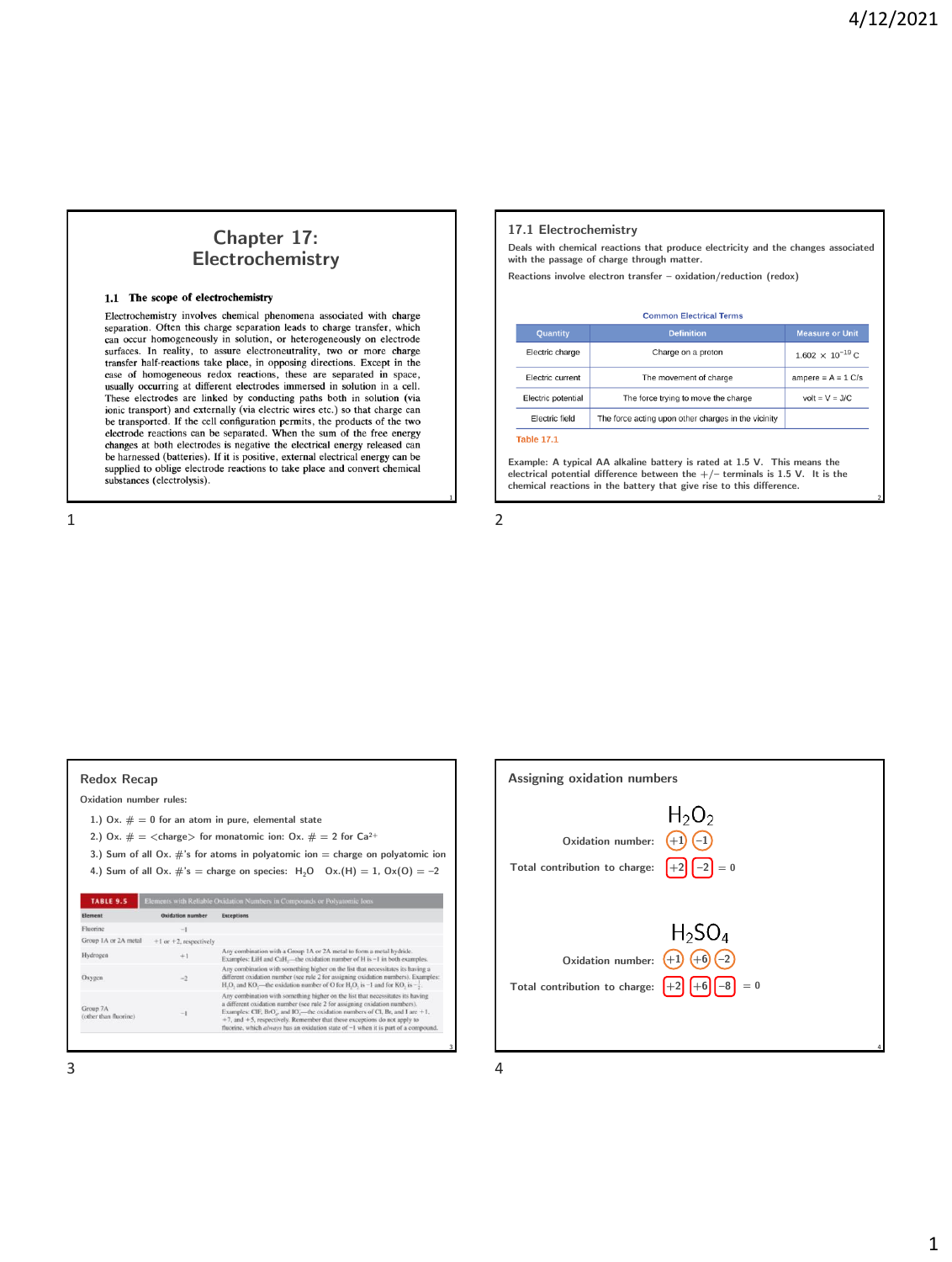# Chapter 17: Electrochemistry

### 1.1 The scope of electrochemistry

Electrochemistry involves chemical phenomena associated with charge separation. Often this charge separation leads to charge transfer, which can occur homogeneously in solution, or heterogeneously on electrode surfaces. In reality, to assure electroneutrality, two or more charge transfer half-reactions take place, in opposing directions. Except in the case of homogeneous redox reactions, these are separated in space, usually occurring at different electrodes immersed in solution in a cell. These electrodes are linked by conducting paths both in solution (via ionic transport) and externally (via electric wires etc.) so that charge can be transported. If the cell configuration permits, the products of the two electrode reactions can be separated. When the sum of the free energy changes at both electrodes is negative the electrical energy released can be harnessed (batteries). If it is positive, external electrical energy can be supplied to oblige electrode reactions to take place and convert chemical substances (electrolysis).

## 17.1 Electrochemistry

Deals with chemical reactions that produce electricity and the changes associated with the passage of charge through matter.

Reactions involve electron transfer – oxidation/reduction (redox)

Common Electrical Terms

| Quantity | Definition | Measure or Unit |
|---|---|---|
| Electric charge | Charge on a proton | $1.602 \times 10^{-19}$ C |
| Electric current | The movement of charge | ampere = A = 1 C/s |
| Electric potential | The force trying to move the charge | volt = V = J/C |
| Electric field | The force acting upon other charges in the vicinity | |

Table 17.1

Example: A typical AA alkaline battery is rated at 1.5 V. This means the electrical potential difference between the +/− terminals is 1.5 V. It is the chemical reactions in the battery that give rise to this difference.

## Redox Recap

Oxidation number rules:

1.) Ox. # = 0 for an atom in pure, elemental state

2.) Ox. # = <charge> for monatomic ion: Ox. # = 2 for $Ca^{2+}$

3.) Sum of all Ox. #'s for atoms in polyatomic ion = charge on polyatomic ion

4.) Sum of all Ox. #'s = charge on species: $H_2O$ Ox.(H) = 1, Ox(O) = −2

TABLE 9.5 Elements with Reliable Oxidation Numbers in Compounds or Polyatomic Ions

| Element | Oxidation number | Exceptions |
|---|---|---|
| Fluorine | −1 | |
| Group 1A or 2A metal | +1 or +2, respectively | |
| Hydrogen | +1 | Any combination with a Group 1A or 2A metal to form a metal hydride. Examples: LiH and $CaH_2$—the oxidation number of H is −1 in both examples. |
| Oxygen | −2 | Any combination with something higher on the list that necessitates its having a different oxidation number (see rule 2 for assigning oxidation numbers). Examples: $H_2O_2$ and $KO_2$—the oxidation number of O for $H_2O_2$ is −1 and for $KO_2$ is $-\frac{1}{2}$. |
| Group 7A (other than fluorine) | −1 | Any combination with something higher on the list that necessitates its having a different oxidation number (see rule 2 for assigning oxidation numbers). Examples: ClF, $BrO_4^-$, and $IO_3^-$—the oxidation numbers of Cl, Br, and I are +1, +7, and +5, respectively. Remember that these exceptions do not apply to fluorine, which *always* has an oxidation state of −1 when it is part of a compound. |

## Assigning oxidation numbers

$H_2O_2$

Oxidation number: (+1) (−1)

Total contribution to charge: [+2] [−2] = 0

$H_2SO_4$

Oxidation number: (+1) (+6) (−2)

Total contribution to charge: [+2] [+6] [−8] = 0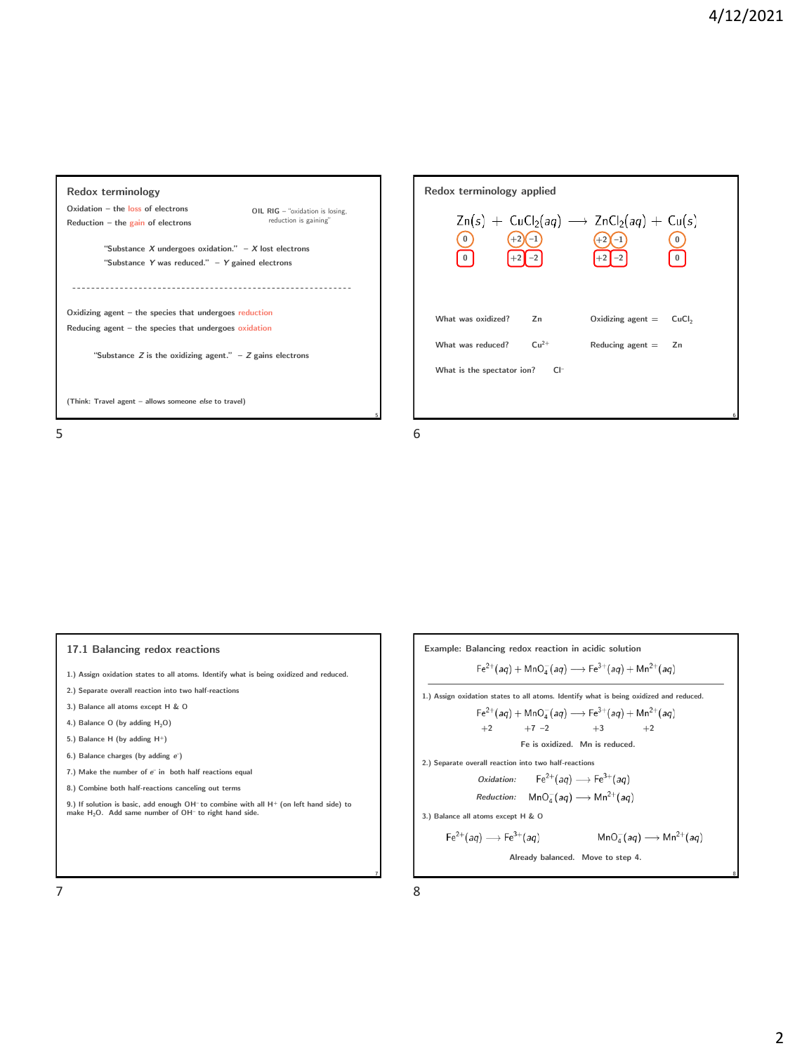## Redox terminology

Oxidation – the loss of electrons

Reduction – the gain of electrons

OIL RIG – "oxidation is losing, reduction is gaining"

"Substance *X* undergoes oxidation." – *X* lost electrons

"Substance *Y* was reduced." – *Y* gained electrons

---

Oxidizing agent – the species that undergoes reduction

Reducing agent – the species that undergoes oxidation

"Substance *Z* is the oxidizing agent." – *Z* gains electrons

(Think: Travel agent – allows someone *else* to travel)

## Redox terminology applied

$$Zn(s) + CuCl_2(aq) \longrightarrow ZnCl_2(aq) + Cu(s)$$

| Zn | Cu | Cl | Zn | Cl | Cu |
|---|---|---|---|---|---|
| 0 | +2 | −1 | +2 | −1 | 0 |
| 0 | +2 | −2 | +2 | −2 | 0 |

What was oxidized? Zn

What was reduced? $Cu^{2+}$

What is the spectator ion? $Cl^-$

Oxidizing agent = $CuCl_2$

Reducing agent = Zn

## 17.1 Balancing redox reactions

1.) Assign oxidation states to all atoms. Identify what is being oxidized and reduced.

2.) Separate overall reaction into two half-reactions

3.) Balance all atoms except H & O

4.) Balance O (by adding $H_2O$)

5.) Balance H (by adding $H^+$)

6.) Balance charges (by adding $e^-$)

7.) Make the number of $e^-$ in both half reactions equal

8.) Combine both half-reactions canceling out terms

9.) If solution is basic, add enough $OH^-$ to combine with all $H^+$ (on left hand side) to make $H_2O$. Add same number of $OH^-$ to right hand side.

## Example: Balancing redox reaction in acidic solution

$$Fe^{2+}(aq) + MnO_4^-(aq) \longrightarrow Fe^{3+}(aq) + Mn^{2+}(aq)$$

1.) Assign oxidation states to all atoms. Identify what is being oxidized and reduced.

$$Fe^{2+}(aq) + MnO_4^-(aq) \longrightarrow Fe^{3+}(aq) + Mn^{2+}(aq)$$

$$+2 \qquad +7\ -2 \qquad +3 \qquad +2$$

Fe is oxidized. Mn is reduced.

2.) Separate overall reaction into two half-reactions

*Oxidation:* $Fe^{2+}(aq) \longrightarrow Fe^{3+}(aq)$

*Reduction:* $MnO_4^-(aq) \longrightarrow Mn^{2+}(aq)$

3.) Balance all atoms except H & O

$Fe^{2+}(aq) \longrightarrow Fe^{3+}(aq)$ $\qquad$ $MnO_4^-(aq) \longrightarrow Mn^{2+}(aq)$

Already balanced. Move to step 4.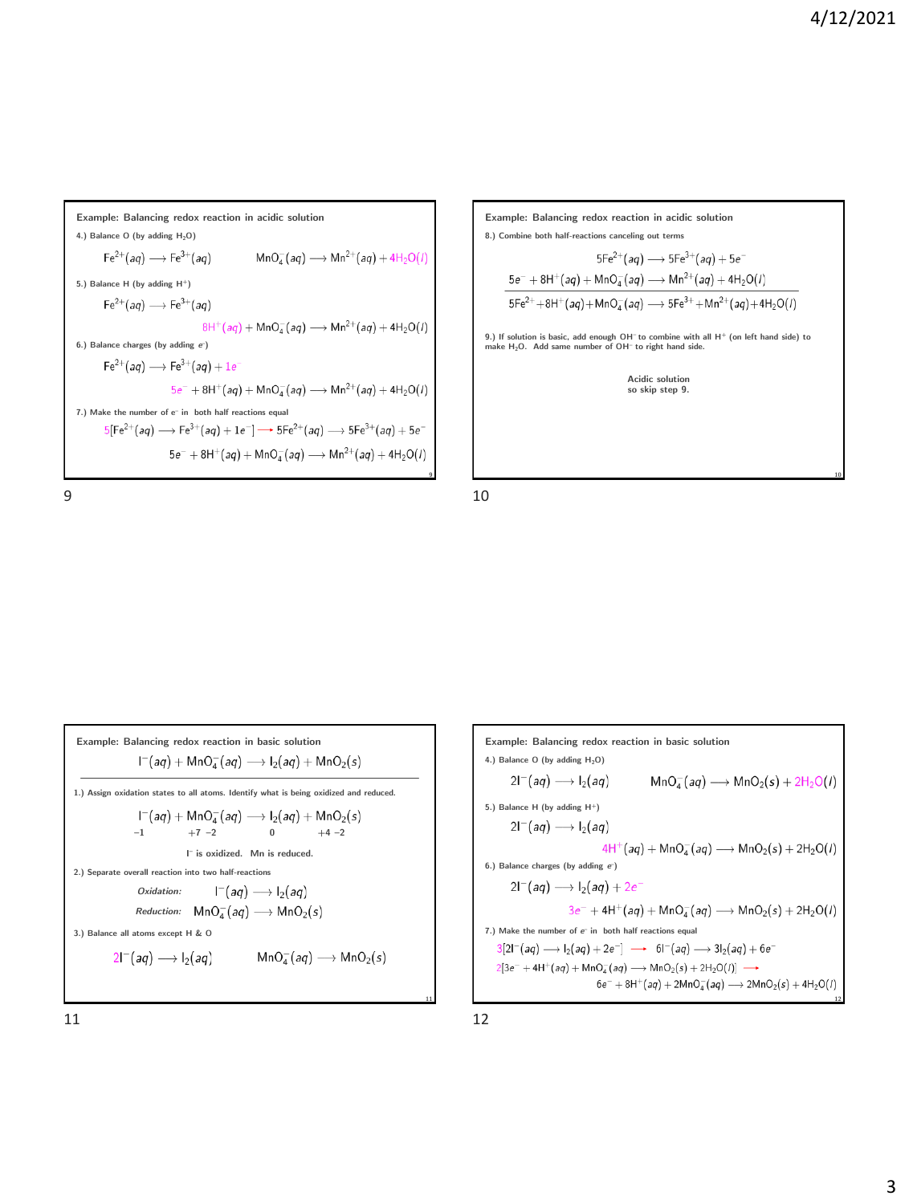## Example: Balancing redox reaction in acidic solution

4.) Balance O (by adding $H_2O$)

$$Fe^{2+}(aq) \longrightarrow Fe^{3+}(aq) \qquad MnO_4^-(aq) \longrightarrow Mn^{2+}(aq) + 4H_2O(l)$$

5.) Balance H (by adding $H^+$)

$$Fe^{2+}(aq) \longrightarrow Fe^{3+}(aq)$$

$$8H^+(aq) + MnO_4^-(aq) \longrightarrow Mn^{2+}(aq) + 4H_2O(l)$$

6.) Balance charges (by adding $e^-$)

$$Fe^{2+}(aq) \longrightarrow Fe^{3+}(aq) + 1e^-$$

$$5e^- + 8H^+(aq) + MnO_4^-(aq) \longrightarrow Mn^{2+}(aq) + 4H_2O(l)$$

7.) Make the number of $e^-$ in both half reactions equal

$$5[Fe^{2+}(aq) \longrightarrow Fe^{3+}(aq) + 1e^-] \longrightarrow 5Fe^{2+}(aq) \longrightarrow 5Fe^{3+}(aq) + 5e^-$$

$$5e^- + 8H^+(aq) + MnO_4^-(aq) \longrightarrow Mn^{2+}(aq) + 4H_2O(l)$$

## Example: Balancing redox reaction in acidic solution

8.) Combine both half-reactions canceling out terms

$$5Fe^{2+}(aq) \longrightarrow 5Fe^{3+}(aq) + 5e^-$$

$$5e^- + 8H^+(aq) + MnO_4^-(aq) \longrightarrow Mn^{2+}(aq) + 4H_2O(l)$$

$$5Fe^{2+} + 8H^+(aq) + MnO_4^-(aq) \longrightarrow 5Fe^{3+} + Mn^{2+}(aq) + 4H_2O(l)$$

9.) If solution is basic, add enough $OH^-$ to combine with all $H^+$ (on left hand side) to make $H_2O$. Add same number of $OH^-$ to right hand side.

Acidic solution
so skip step 9.

## Example: Balancing redox reaction in basic solution

$$I^-(aq) + MnO_4^-(aq) \longrightarrow I_2(aq) + MnO_2(s)$$

1.) Assign oxidation states to all atoms. Identify what is being oxidized and reduced.

$$\underset{-1}{I^-}(aq) + \underset{+7\ -2}{MnO_4^-}(aq) \longrightarrow \underset{0}{I_2}(aq) + \underset{+4\ -2}{MnO_2}(s)$$

$I^-$ is oxidized. Mn is reduced.

2.) Separate overall reaction into two half-reactions

*Oxidation:* $I^-(aq) \longrightarrow I_2(aq)$

*Reduction:* $MnO_4^-(aq) \longrightarrow MnO_2(s)$

3.) Balance all atoms except H & O

$$2I^-(aq) \longrightarrow I_2(aq) \qquad MnO_4^-(aq) \longrightarrow MnO_2(s)$$

## Example: Balancing redox reaction in basic solution

4.) Balance O (by adding $H_2O$)

$$2I^-(aq) \longrightarrow I_2(aq) \qquad MnO_4^-(aq) \longrightarrow MnO_2(s) + 2H_2O(l)$$

5.) Balance H (by adding $H^+$)

$$2I^-(aq) \longrightarrow I_2(aq)$$

$$4H^+(aq) + MnO_4^-(aq) \longrightarrow MnO_2(s) + 2H_2O(l)$$

6.) Balance charges (by adding $e^-$)

$$2I^-(aq) \longrightarrow I_2(aq) + 2e^-$$

$$3e^- + 4H^+(aq) + MnO_4^-(aq) \longrightarrow MnO_2(s) + 2H_2O(l)$$

7.) Make the number of $e^-$ in both half reactions equal

$$3[2I^-(aq) \longrightarrow I_2(aq) + 2e^-] \longrightarrow 6I^-(aq) \longrightarrow 3I_2(aq) + 6e^-$$

$$2[3e^- + 4H^+(aq) + MnO_4^-(aq) \longrightarrow MnO_2(s) + 2H_2O(l)] \longrightarrow$$

$$6e^- + 8H^+(aq) + 2MnO_4^-(aq) \longrightarrow 2MnO_2(s) + 4H_2O(l)$$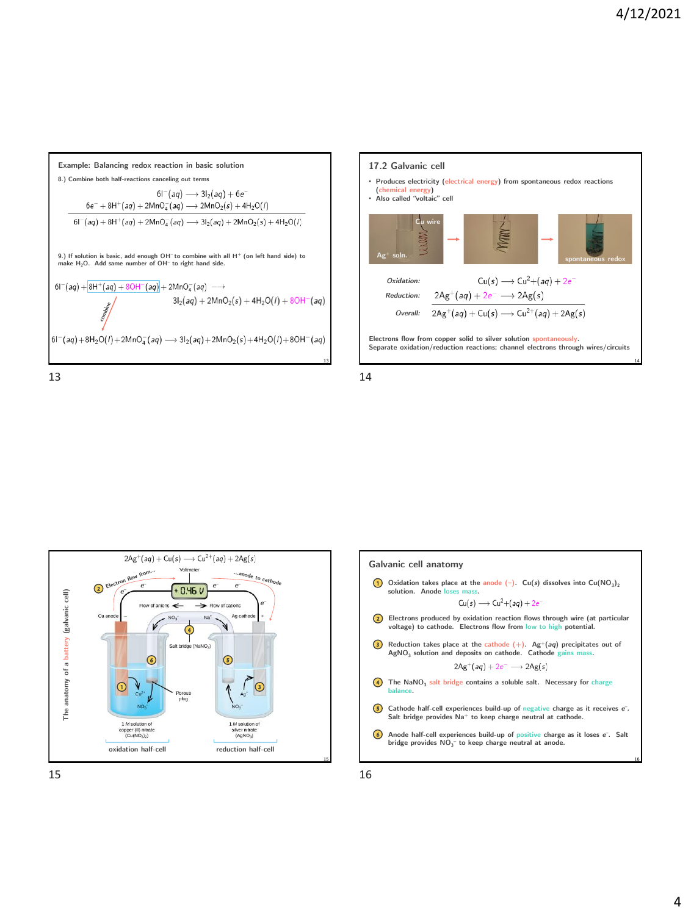## Example: Balancing redox reaction in basic solution

8.) Combine both half-reactions canceling out terms

$$6I^-(aq) \longrightarrow 3I_2(aq) + 6e^-$$

$$6e^- + 8H^+(aq) + 2MnO_4^-(aq) \longrightarrow 2MnO_2(s) + 4H_2O(l)$$

$$6I^-(aq) + 8H^+(aq) + 2MnO_4^-(aq) \longrightarrow 3I_2(aq) + 2MnO_2(s) + 4H_2O(l)$$

9.) If solution is basic, add enough $OH^-$ to combine with all $H^+$ (on left hand side) to make $H_2O$. Add same number of $OH^-$ to right hand side.

$$6I^-(aq) + 8H^+(aq) + 8OH^-(aq) + 2MnO_4^-(aq) \longrightarrow 3I_2(aq) + 2MnO_2(s) + 4H_2O(l) + 8OH^-(aq)$$

combine

$$6I^-(aq) + 8H_2O(l) + 2MnO_4^-(aq) \longrightarrow 3I_2(aq) + 2MnO_2(s) + 4H_2O(l) + 8OH^-(aq)$$

## 17.2 Galvanic cell

- Produces electricity (electrical energy) from spontaneous redox reactions (chemical energy)
- Also called "voltaic" cell

Cu wire, $Ag^+$ soln. → → spontaneous redox

*Oxidation:* $Cu(s) \longrightarrow Cu^{2+}(aq) + 2e^-$

*Reduction:* $2Ag^+(aq) + 2e^- \longrightarrow 2Ag(s)$

*Overall:* $2Ag^+(aq) + Cu(s) \longrightarrow Cu^{2+}(aq) + 2Ag(s)$

Electrons flow from copper solid to silver solution spontaneously.
Separate oxidation/reduction reactions; channel electrons through wires/circuits

## The anatomy of a battery (galvanic cell)

$$2Ag^+(aq) + Cu(s) \longrightarrow Cu^{2+}(aq) + 2Ag(s)$$

Electron flow from... ...anode to cathode

Voltmeter: +0.46 V

Flow of anions ← → Flow of cations

Cu anode; Ag cathode; Salt bridge ($NaNO_3$); Porous plug

1 *M* solution of copper (II) nitrate ($Cu(NO_3)_2$) — oxidation half-cell

1 *M* solution of silver nitrate ($AgNO_3$) — reduction half-cell

## Galvanic cell anatomy

1. Oxidation takes place at the anode (−). $Cu(s)$ dissolves into $Cu(NO_3)_2$ solution. Anode loses mass.

$$Cu(s) \longrightarrow Cu^{2+}(aq) + 2e^-$$

2. Electrons produced by oxidation reaction flows through wire (at particular voltage) to cathode. Electrons flow from low to high potential.

3. Reduction takes place at the cathode (+). $Ag^+(aq)$ precipitates out of $AgNO_3$ solution and deposits on cathode. Cathode gains mass.

$$2Ag^+(aq) + 2e^- \longrightarrow 2Ag(s)$$

4. The $NaNO_3$ salt bridge contains a soluble salt. Necessary for charge balance.

5. Cathode half-cell experiences build-up of negative charge as it receives $e^-$. Salt bridge provides $Na^+$ to keep charge neutral at cathode.

6. Anode half-cell experiences build-up of positive charge as it loses $e^-$. Salt bridge provides $NO_3^-$ to keep charge neutral at anode.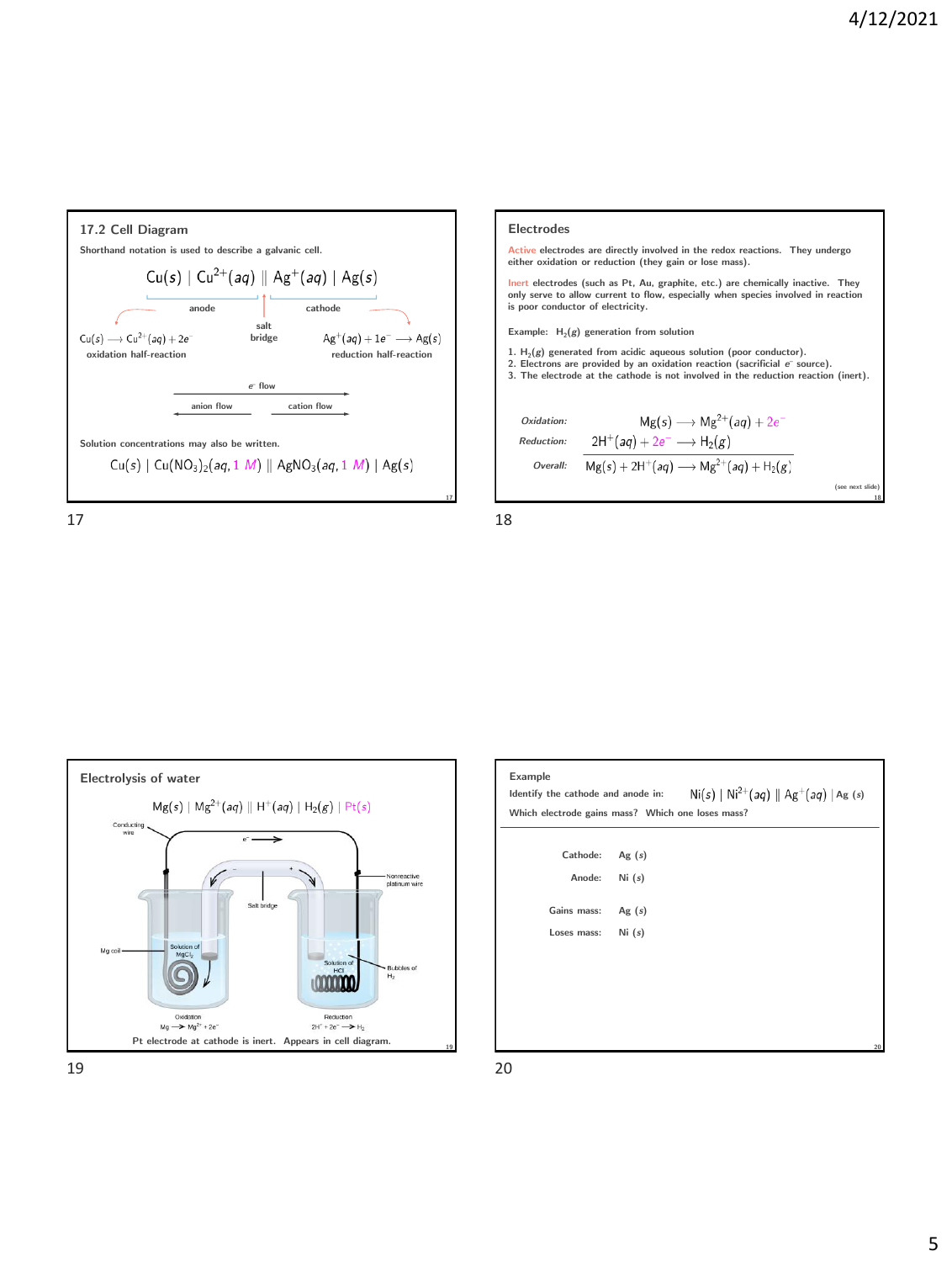## 17.2 Cell Diagram

Shorthand notation is used to describe a galvanic cell.

$$Cu(s) \mid Cu^{2+}(aq) \parallel Ag^{+}(aq) \mid Ag(s)$$

anode | salt bridge | cathode

$Cu(s) \longrightarrow Cu^{2+}(aq) + 2e^{-}$
oxidation half-reaction

$Ag^{+}(aq) + 1e^{-} \longrightarrow Ag(s)$
reduction half-reaction

$e^{-}$ flow →

← anion flow | cation flow →

Solution concentrations may also be written.

$$Cu(s) \mid Cu(NO_3)_2(aq, 1\ M) \parallel AgNO_3(aq, 1\ M) \mid Ag(s)$$

## Electrodes

Active electrodes are directly involved in the redox reactions. They undergo either oxidation or reduction (they gain or lose mass).

Inert electrodes (such as Pt, Au, graphite, etc.) are chemically inactive. They only serve to allow current to flow, especially when species involved in reaction is poor conductor of electricity.

Example: $H_2(g)$ generation from solution

1. $H_2(g)$ generated from acidic aqueous solution (poor conductor).
2. Electrons are provided by an oxidation reaction (sacrificial $e^{-}$ source).
3. The electrode at the cathode is not involved in the reduction reaction (inert).

*Oxidation:* $Mg(s) \longrightarrow Mg^{2+}(aq) + 2e^{-}$

*Reduction:* $2H^{+}(aq) + 2e^{-} \longrightarrow H_2(g)$

*Overall:* $Mg(s) + 2H^{+}(aq) \longrightarrow Mg^{2+}(aq) + H_2(g)$

(see next slide)

## Electrolysis of water

$$Mg(s) \mid Mg^{2+}(aq) \parallel H^{+}(aq) \mid H_2(g) \mid Pt(s)$$

Conducting wire; $e^{-}$ →; Salt bridge; Nonreactive platinum wire; Mg coil; Solution of $MgCl_2$; Solution of HCl; Bubbles of $H_2$

Oxidation: $Mg \longrightarrow Mg^{2+} + 2e^{-}$

Reduction: $2H^{+} + 2e^{-} \longrightarrow H_2$

Pt electrode at cathode is inert. Appears in cell diagram.

## Example

Identify the cathode and anode in: $Ni(s) \mid Ni^{2+}(aq) \parallel Ag^{+}(aq) \mid Ag\ (s)$

Which electrode gains mass? Which one loses mass?

Cathode: Ag (s)

Anode: Ni (s)

Gains mass: Ag (s)

Loses mass: Ni (s)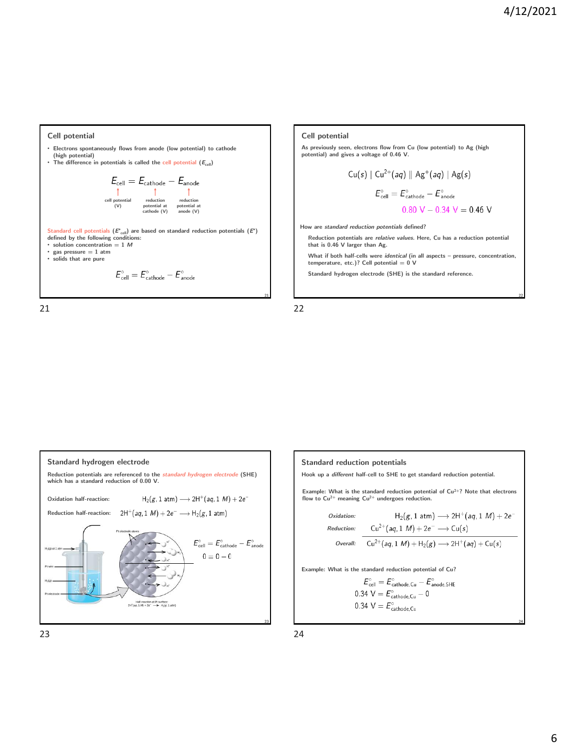## Cell potential

- Electrons spontaneously flows from anode (low potential) to cathode (high potential)
- The difference in potentials is called the cell potential ($E_{cell}$)

$$E_{cell} = E_{cathode} - E_{anode}$$

cell potential (V) — reduction potential at cathode (V) — reduction potential at anode (V)

Standard cell potentials ($E^\circ_{cell}$) are based on standard reduction potentials ($E^\circ$) defined by the following conditions:

- solution concentration = 1 *M*
- gas pressure = 1 atm
- solids that are pure

$$E^\circ_{cell} = E^\circ_{cathode} - E^\circ_{anode}$$

## Cell potential

As previously seen, electrons flow from Cu (low potential) to Ag (high potential) and gives a voltage of 0.46 V.

$$Cu(s) \mid Cu^{2+}(aq) \parallel Ag^{+}(aq) \mid Ag(s)$$

$$E^\circ_{cell} = E^\circ_{cathode} - E^\circ_{anode}$$

$$0.80\text{ V} - 0.34\text{ V} = 0.46\text{ V}$$

How are *standard reduction potentials* defined?

Reduction potentials are *relative values*. Here, Cu has a reduction potential that is 0.46 V larger than Ag.

What if both half-cells were *identical* (in all aspects – pressure, concentration, temperature, etc.)? Cell potential = 0 V

Standard hydrogen electrode (SHE) is the standard reference.

## Standard hydrogen electrode

Reduction potentials are referenced to the *standard hydrogen electrode* (SHE) which has a standard reduction of 0.00 V.

Oxidation half-reaction: $H_2(g, 1\text{ atm}) \longrightarrow 2H^+(aq, 1\ M) + 2e^-$

Reduction half-reaction: $2H^+(aq, 1\ M) + 2e^- \longrightarrow H_2(g, 1\text{ atm})$

$$E^\circ_{cell} = E^\circ_{cathode} - E^\circ_{anode}$$

$$0 = 0 - 0$$

## Standard reduction potentials

Hook up a *different* half-cell to SHE to get standard reduction potential.

Example: What is the standard reduction potential of $Cu^{2+}$? Note that electrons flow to $Cu^{2+}$ meaning $Cu^{2+}$ undergoes reduction.

*Oxidation:* $H_2(g, 1\text{ atm}) \longrightarrow 2H^+(aq, 1\ M) + 2e^-$

*Reduction:* $Cu^{2+}(aq, 1\ M) + 2e^- \longrightarrow Cu(s)$

*Overall:* $Cu^{2+}(aq, 1\ M) + H_2(g) \longrightarrow 2H^+(aq) + Cu(s)$

Example: What is the standard reduction potential of Cu?

$$E^\circ_{cell} = E^\circ_{cathode,Cu} - E^\circ_{anode,SHE}$$

$$0.34\text{ V} = E^\circ_{cathode,Cu} - 0$$

$$0.34\text{ V} = E^\circ_{cathode,Cu}$$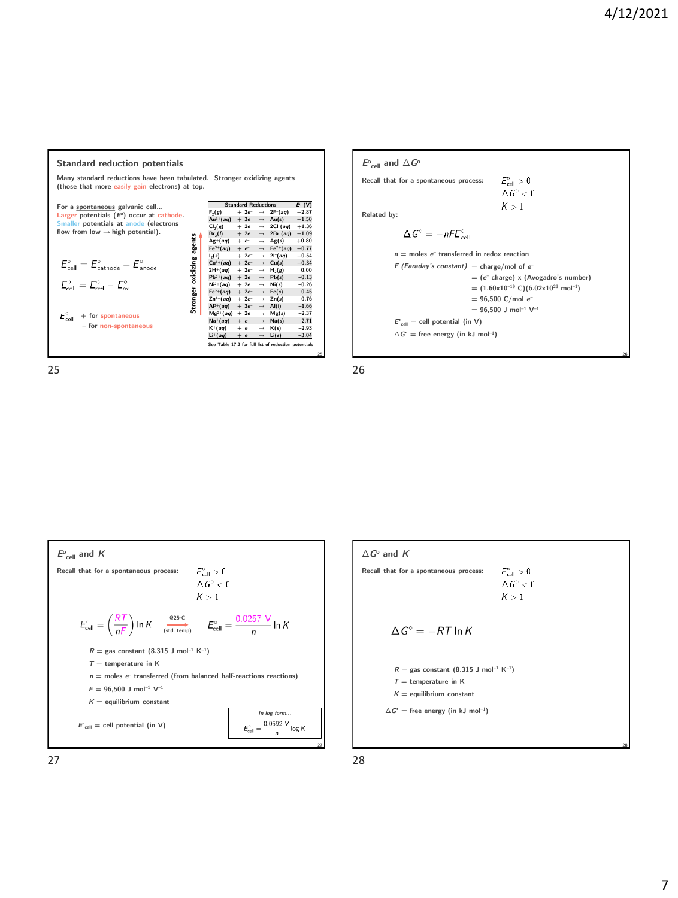## Standard reduction potentials

Many standard reductions have been tabulated. Stronger oxidizing agents (those that more easily gain electrons) at top.

For a spontaneous galvanic cell...
Larger potentials ($E^\circ$) occur at cathode.
Smaller potentials at anode (electrons flow from low → high potential).

$$E^\circ_{cell} = E^\circ_{cathode} - E^\circ_{anode}$$

$$E^\circ_{cell} = E^\circ_{red} - E^\circ_{ox}$$

$E^\circ_{cell}$ + for spontaneous
− for non-spontaneous

Stronger oxidizing agents ↑

| Standard Reductions | | | | $E^\circ$ (V) |
|---|---|---|---|---|
| $F_2(g)$ | $+ 2e^-$ | → | $2F^-(aq)$ | +2.87 |
| $Au^{3+}(aq)$ | $+ 3e^-$ | → | $Au(s)$ | +1.50 |
| $Cl_2(g)$ | $+ 2e^-$ | → | $2Cl^-(aq)$ | +1.36 |
| $Br_2(l)$ | $+ 2e^-$ | → | $2Br^-(aq)$ | +1.09 |
| $Ag^+(aq)$ | $+ e^-$ | → | $Ag(s)$ | +0.80 |
| $Fe^{3+}(aq)$ | $+ e^-$ | → | $Fe^{2+}(aq)$ | +0.77 |
| $I_2(s)$ | $+ 2e^-$ | → | $2I^-(aq)$ | +0.54 |
| $Cu^{2+}(aq)$ | $+ 2e^-$ | → | $Cu(s)$ | +0.34 |
| $2H^+(aq)$ | $+ 2e^-$ | → | $H_2(g)$ | 0.00 |
| $Pb^{2+}(aq)$ | $+ 2e^-$ | → | $Pb(s)$ | −0.13 |
| $Ni^{2+}(aq)$ | $+ 2e^-$ | → | $Ni(s)$ | −0.26 |
| $Fe^{2+}(aq)$ | $+ 2e^-$ | → | $Fe(s)$ | −0.45 |
| $Zn^{2+}(aq)$ | $+ 2e^-$ | → | $Zn(s)$ | −0.76 |
| $Al^{3+}(aq)$ | $+ 3e^-$ | → | $Al(l)$ | −1.66 |
| $Mg^{2+}(aq)$ | $+ 2e^-$ | → | $Mg(s)$ | −2.37 |
| $Na^+(aq)$ | $+ e^-$ | → | $Na(s)$ | −2.71 |
| $K^+(aq)$ | $+ e^-$ | → | $K(s)$ | −2.93 |
| $Li^+(aq)$ | $+ e^-$ | → | $Li(s)$ | −3.04 |

See Table 17.2 for full list of reduction potentials

## $E^\circ_{cell}$ and $\Delta G^\circ$

Recall that for a spontaneous process:
$E^\circ_{cell} > 0$
$\Delta G^\circ < 0$
$K > 1$

Related by:

$$\Delta G^\circ = -nFE^\circ_{cell}$$

$n$ = moles $e^-$ transferred in redox reaction

$F$ (Faraday's constant) = charge/mol of $e^-$
= ($e^-$ charge) x (Avogadro's number)
= $(1.60 \times 10^{-19}$ C$)(6.02 \times 10^{23}$ mol$^{-1})$
= 96,500 C/mol $e^-$
= 96,500 J mol$^{-1}$ V$^{-1}$

$E^\circ_{cell}$ = cell potential (in V)

$\Delta G^\circ$ = free energy (in kJ mol$^{-1}$)

## $E^\circ_{cell}$ and $K$

Recall that for a spontaneous process:
$E^\circ_{cell} > 0$
$\Delta G^\circ < 0$
$K > 1$

$$E^\circ_{cell} = \left(\frac{RT}{nF}\right)\ln K \xrightarrow[\text{(std. temp)}]{@25^\circ C} E^\circ_{cell} = \frac{0.0257 \text{ V}}{n}\ln K$$

$R$ = gas constant (8.315 J mol$^{-1}$ K$^{-1}$)

$T$ = temperature in K

$n$ = moles $e^-$ transferred (from balanced half-reactions reactions)

$F$ = 96,500 J mol$^{-1}$ V$^{-1}$

$K$ = equilibrium constant

$E^\circ_{cell}$ = cell potential (in V)

*In log form...*

$$E^\circ_{cell} = \frac{0.0592 \text{ V}}{n}\log K$$

## $\Delta G^\circ$ and $K$

Recall that for a spontaneous process:
$E^\circ_{cell} > 0$
$\Delta G^\circ < 0$
$K > 1$

$$\Delta G^\circ = -RT\ln K$$

$R$ = gas constant (8.315 J mol$^{-1}$ K$^{-1}$)

$T$ = temperature in K

$K$ = equilibrium constant

$\Delta G^\circ$ = free energy (in kJ mol$^{-1}$)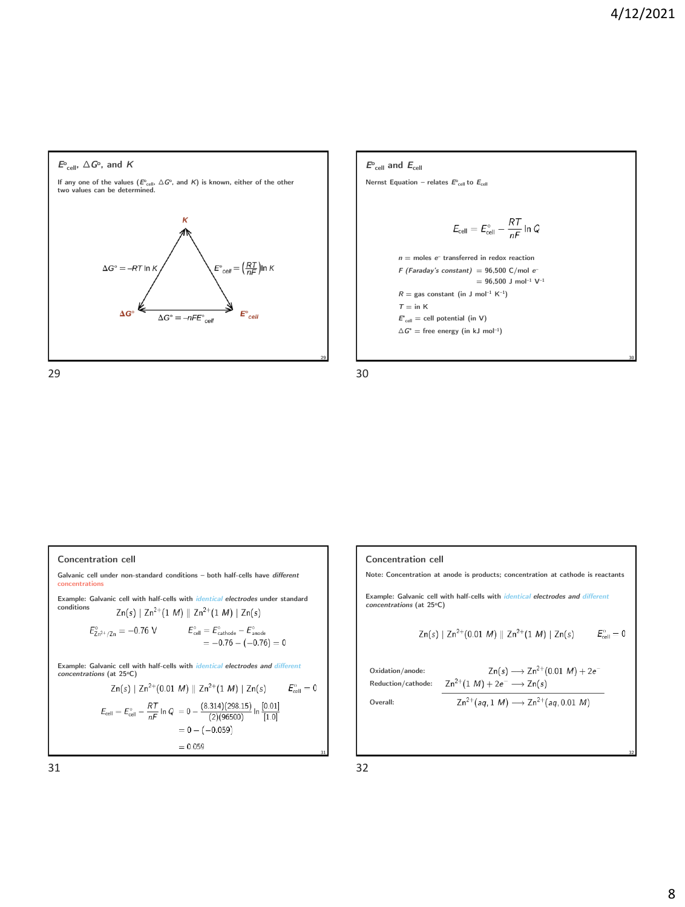## $E^\circ_{cell}$, $\Delta G^\circ$, and $K$

If any one of the values ($E^\circ_{cell}$, $\Delta G^\circ$, and $K$) is known, either of the other two values can be determined.

**K**

$\Delta G^\circ = -RT \ln K$

$E^\circ_{cell} = \left(\frac{RT}{nF}\right) \ln K$

**$\Delta G^\circ$**

$\Delta G^\circ = -nFE^\circ_{cell}$

**$E^\circ_{cell}$**

## $E^\circ_{cell}$ and $E_{cell}$

Nernst Equation – relates $E^\circ_{cell}$ to $E_{cell}$

$$E_{cell} = E^\circ_{cell} - \frac{RT}{nF} \ln Q$$

$n$ = moles $e^-$ transferred in redox reaction

$F$ *(Faraday's constant)* = 96,500 C/mol $e^-$
= 96,500 J mol$^{-1}$ V$^{-1}$

$R$ = gas constant (in J mol$^{-1}$ K$^{-1}$)

$T$ = in K

$E^\circ_{cell}$ = cell potential (in V)

$\Delta G^\circ$ = free energy (in kJ mol$^{-1}$)

## Concentration cell

Galvanic cell under non-standard conditions – both half-cells have *different concentrations*

Example: Galvanic cell with half-cells with *identical electrodes* under standard conditions

$$Zn(s) \mid Zn^{2+}(1\ M) \parallel Zn^{2+}(1\ M) \mid Zn(s)$$

$$E^\circ_{Zn^{2+}/Zn} = -0.76\ V \qquad E^\circ_{cell} = E^\circ_{cathode} - E^\circ_{anode} = -0.76 - (-0.76) = 0$$

Example: Galvanic cell with half-cells with *identical electrodes and different concentrations* (at 25°C)

$$Zn(s) \mid Zn^{2+}(0.01\ M) \parallel Zn^{2+}(1\ M) \mid Zn(s) \qquad E^\circ_{cell} = 0$$

$$E_{cell} = E^\circ_{cell} - \frac{RT}{nF} \ln Q = 0 - \frac{(8.314)(298.15)}{(2)(96500)} \ln \frac{[0.01]}{[1.0]}$$

$$= 0 - (-0.059)$$

$$= 0.059$$

## Concentration cell

Note: Concentration at anode is products; concentration at cathode is reactants

Example: Galvanic cell with half-cells with *identical electrodes and different concentrations* (at 25°C)

$$Zn(s) \mid Zn^{2+}(0.01\ M) \parallel Zn^{2+}(1\ M) \mid Zn(s) \qquad E^\circ_{cell} = 0$$

Oxidation/anode: $Zn(s) \longrightarrow Zn^{2+}(0.01\ M) + 2e^-$

Reduction/cathode: $Zn^{2+}(1\ M) + 2e^- \longrightarrow Zn(s)$

Overall: $Zn^{2+}(aq, 1\ M) \longrightarrow Zn^{2+}(aq, 0.01\ M)$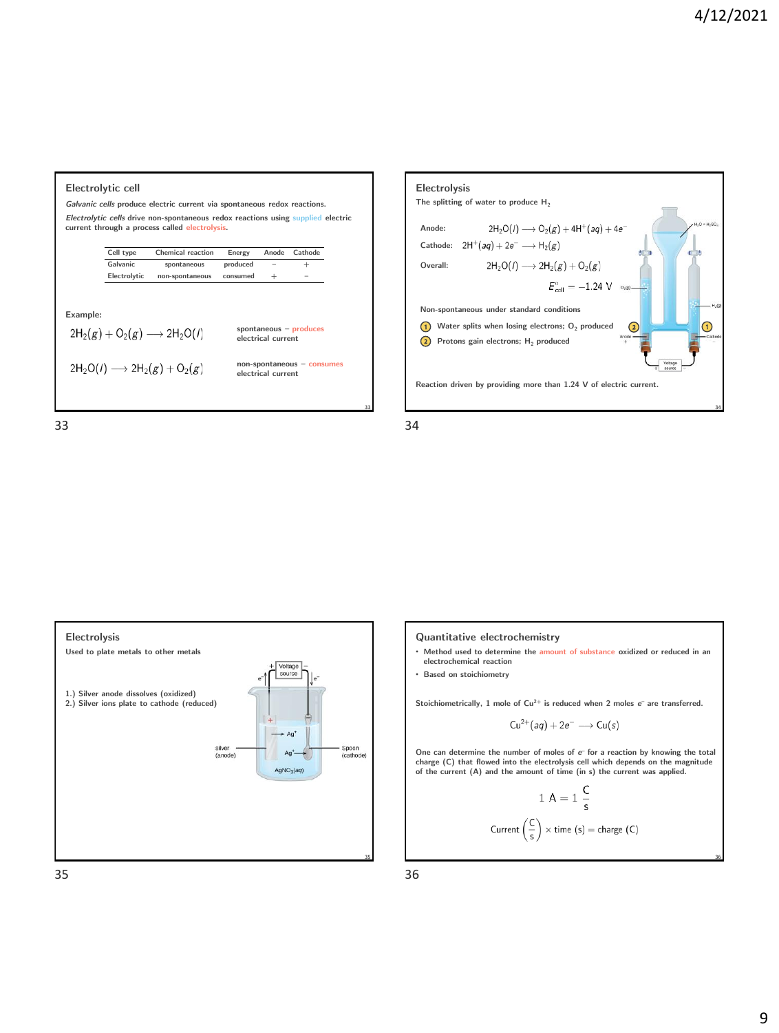## Electrolytic cell

*Galvanic cells* produce electric current via spontaneous redox reactions.

*Electrolytic cells* drive non-spontaneous redox reactions using supplied electric current through a process called electrolysis.

| Cell type | Chemical reaction | Energy | Anode | Cathode |
|---|---|---|---|---|
| Galvanic | spontaneous | produced | − | + |
| Electrolytic | non-spontaneous | consumed | + | − |

Example:

$2H_2(g) + O_2(g) \longrightarrow 2H_2O(l)$ — spontaneous – produces electrical current

$2H_2O(l) \longrightarrow 2H_2(g) + O_2(g)$ — non-spontaneous – consumes electrical current

## Electrolysis

The splitting of water to produce $H_2$

Anode: $2H_2O(l) \longrightarrow O_2(g) + 4H^+(aq) + 4e^-$

Cathode: $2H^+(aq) + 2e^- \longrightarrow H_2(g)$

Overall: $2H_2O(l) \longrightarrow 2H_2(g) + O_2(g)$

$$E^\circ_{cell} = -1.24\ \text{V}$$

Non-spontaneous under standard conditions

1. Water splits when losing electrons; $O_2$ produced
2. Protons gain electrons; $H_2$ produced

Reaction driven by providing more than 1.24 V of electric current.

## Electrolysis

Used to plate metals to other metals

1.) Silver anode dissolves (oxidized)
2.) Silver ions plate to cathode (reduced)

## Quantitative electrochemistry

- Method used to determine the amount of substance oxidized or reduced in an electrochemical reaction
- Based on stoichiometry

Stoichiometrically, 1 mole of $Cu^{2+}$ is reduced when 2 moles $e^-$ are transferred.

$$Cu^{2+}(aq) + 2e^- \longrightarrow Cu(s)$$

One can determine the number of moles of $e^-$ for a reaction by knowing the total charge (C) that flowed into the electrolysis cell which depends on the magnitude of the current (A) and the amount of time (in s) the current was applied.

$$1\ \text{A} = 1\ \frac{\text{C}}{\text{s}}$$

$$\text{Current}\left(\frac{\text{C}}{\text{s}}\right) \times \text{time (s)} = \text{charge (C)}$$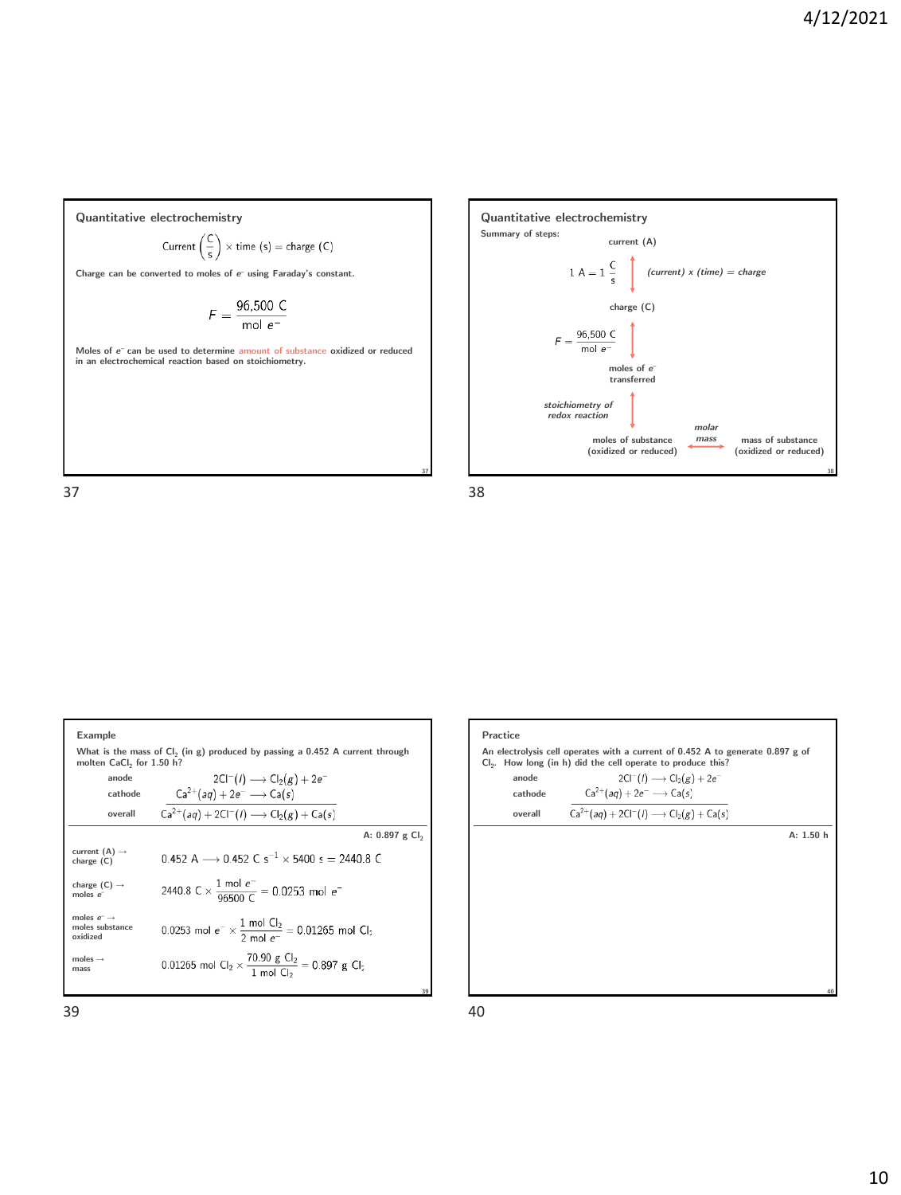## Quantitative electrochemistry

$$\text{Current}\left(\frac{C}{s}\right) \times \text{time (s)} = \text{charge (C)}$$

Charge can be converted to moles of $e^-$ using Faraday's constant.

$$F = \frac{96{,}500 \text{ C}}{\text{mol } e^-}$$

Moles of $e^-$ can be used to determine amount of substance oxidized or reduced in an electrochemical reaction based on stoichiometry.

## Quantitative electrochemistry

Summary of steps:

current (A)

↕ $1 \text{ A} = 1 \frac{C}{s}$ — *(current) x (time) = charge*

charge (C)

↕ $F = \frac{96{,}500 \text{ C}}{\text{mol } e^-}$

moles of $e^-$ transferred

↕ *stoichiometry of redox reaction*

moles of substance (oxidized or reduced) ↔ *molar mass* ↔ mass of substance (oxidized or reduced)

## Example

What is the mass of $Cl_2$ (in g) produced by passing a 0.452 A current through molten $CaCl_2$ for 1.50 h?

| | |
|---|---|
| anode | $2Cl^-(l) \longrightarrow Cl_2(g) + 2e^-$ |
| cathode | $Ca^{2+}(aq) + 2e^- \longrightarrow Ca(s)$ |
| overall | $Ca^{2+}(aq) + 2Cl^-(l) \longrightarrow Cl_2(g) + Ca(s)$ |

A: 0.897 g $Cl_2$

current (A) → charge (C): $0.452 \text{ A} \longrightarrow 0.452 \text{ C s}^{-1} \times 5400 \text{ s} = 2440.8 \text{ C}$

charge (C) → moles $e^-$: $2440.8 \text{ C} \times \frac{1 \text{ mol } e^-}{96500 \text{ C}} = 0.0253 \text{ mol } e^-$

moles $e^-$ → moles substance oxidized: $0.0253 \text{ mol } e^- \times \frac{1 \text{ mol } Cl_2}{2 \text{ mol } e^-} = 0.01265 \text{ mol } Cl_2$

moles → mass: $0.01265 \text{ mol } Cl_2 \times \frac{70.90 \text{ g } Cl_2}{1 \text{ mol } Cl_2} = 0.897 \text{ g } Cl_2$

## Practice

An electrolysis cell operates with a current of 0.452 A to generate 0.897 g of $Cl_2$. How long (in h) did the cell operate to produce this?

| | |
|---|---|
| anode | $2Cl^-(l) \longrightarrow Cl_2(g) + 2e^-$ |
| cathode | $Ca^{2+}(aq) + 2e^- \longrightarrow Ca(s)$ |
| overall | $Ca^{2+}(aq) + 2Cl^-(l) \longrightarrow Cl_2(g) + Ca(s)$ |

A: 1.50 h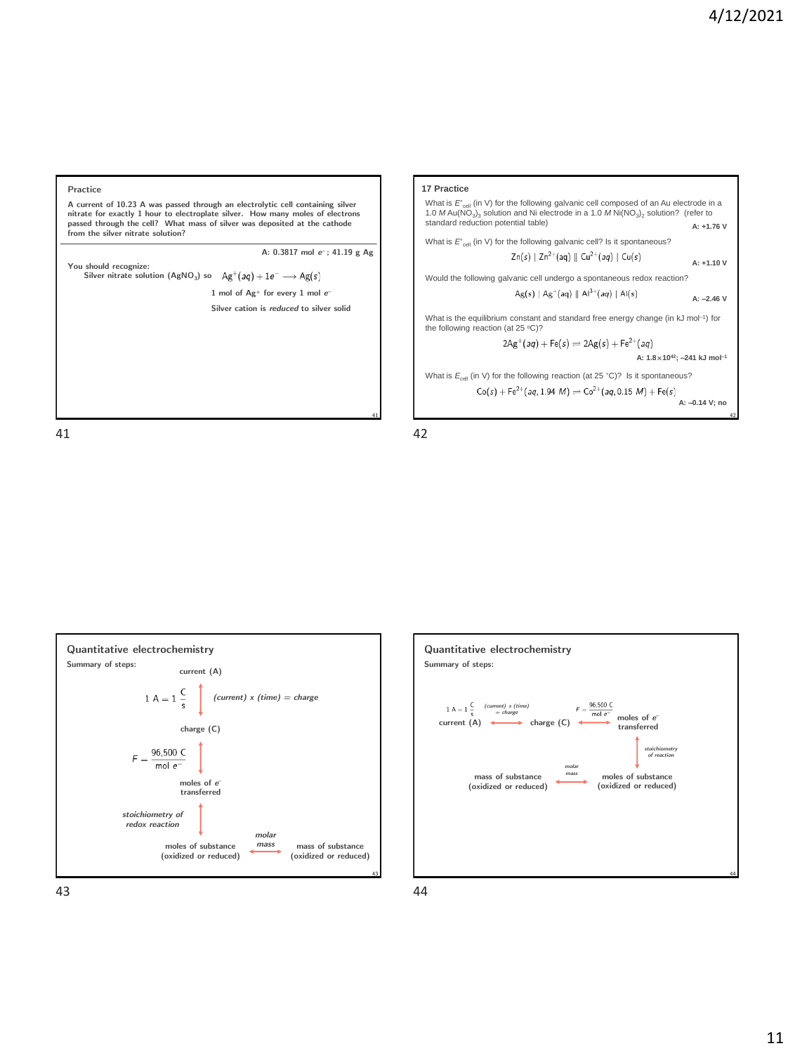## Practice

**A current of 10.23 A was passed through an electrolytic cell containing silver nitrate for exactly 1 hour to electroplate silver. How many moles of electrons passed through the cell? What mass of silver was deposited at the cathode from the silver nitrate solution?**

**A: 0.3817 mol $e^-$; 41.19 g Ag**

**You should recognize:**

**Silver nitrate solution ($AgNO_3$) so** $Ag^+(aq) + 1e^- \longrightarrow Ag(s)$

**1 mol of $Ag^+$ for every 1 mol $e^-$**

**Silver cation is *reduced* to silver solid**

## 17 Practice

What is $E^\circ_{cell}$ (in V) for the following galvanic cell composed of an Au electrode in a 1.0 *M* $Au(NO_3)_3$ solution and Ni electrode in a 1.0 *M* $Ni(NO_3)_2$ solution? (refer to standard reduction potential table)

**A: +1.76 V**

What is $E^\circ_{cell}$ (in V) for the following galvanic cell? Is it spontaneous?

$$Zn(s) \mid Zn^{2+}(aq) \parallel Cu^{2+}(aq) \mid Cu(s)$$

**A: +1.10 V**

Would the following galvanic cell undergo a spontaneous redox reaction?

$$Ag(s) \mid Ag^{+}(aq) \parallel Al^{3+}(aq) \mid Al(s)$$

**A: –2.46 V**

What is the equilibrium constant and standard free energy change (in kJ mol$^{-1}$) for the following reaction (at 25 °C)?

$$2Ag^{+}(aq) + Fe(s) \rightleftharpoons 2Ag(s) + Fe^{2+}(aq)$$

**A: $1.8\times10^{42}$; –241 kJ mol$^{-1}$**

What is $E_{cell}$ (in V) for the following reaction (at 25 °C)? Is it spontaneous?

$$Co(s) + Fe^{2+}(aq, 1.94\ M) \rightleftharpoons Co^{2+}(aq, 0.15\ M) + Fe(s)$$

**A: –0.14 V; no**

## Quantitative electrochemistry

**Summary of steps:**

current (A)

$1\ A = 1\ \frac{C}{s}$ — *(current) x (time) = charge*

charge (C)

$F = \frac{96{,}500\ C}{mol\ e^-}$

moles of $e^-$ transferred

*stoichiometry of redox reaction*

moles of substance (oxidized or reduced) ↔ *molar mass* ↔ mass of substance (oxidized or reduced)

## Quantitative electrochemistry

**Summary of steps:**

current (A) ↔ [$1\ A = 1\ \frac{C}{s}$; *(current) x (time) = charge*] ↔ charge (C) ↔ [$F = \frac{96{,}500\ C}{mol\ e^-}$] ↔ moles of $e^-$ transferred

moles of $e^-$ transferred ↔ *stoichiometry of reaction* ↔ moles of substance (oxidized or reduced)

moles of substance (oxidized or reduced) ↔ *molar mass* ↔ mass of substance (oxidized or reduced)